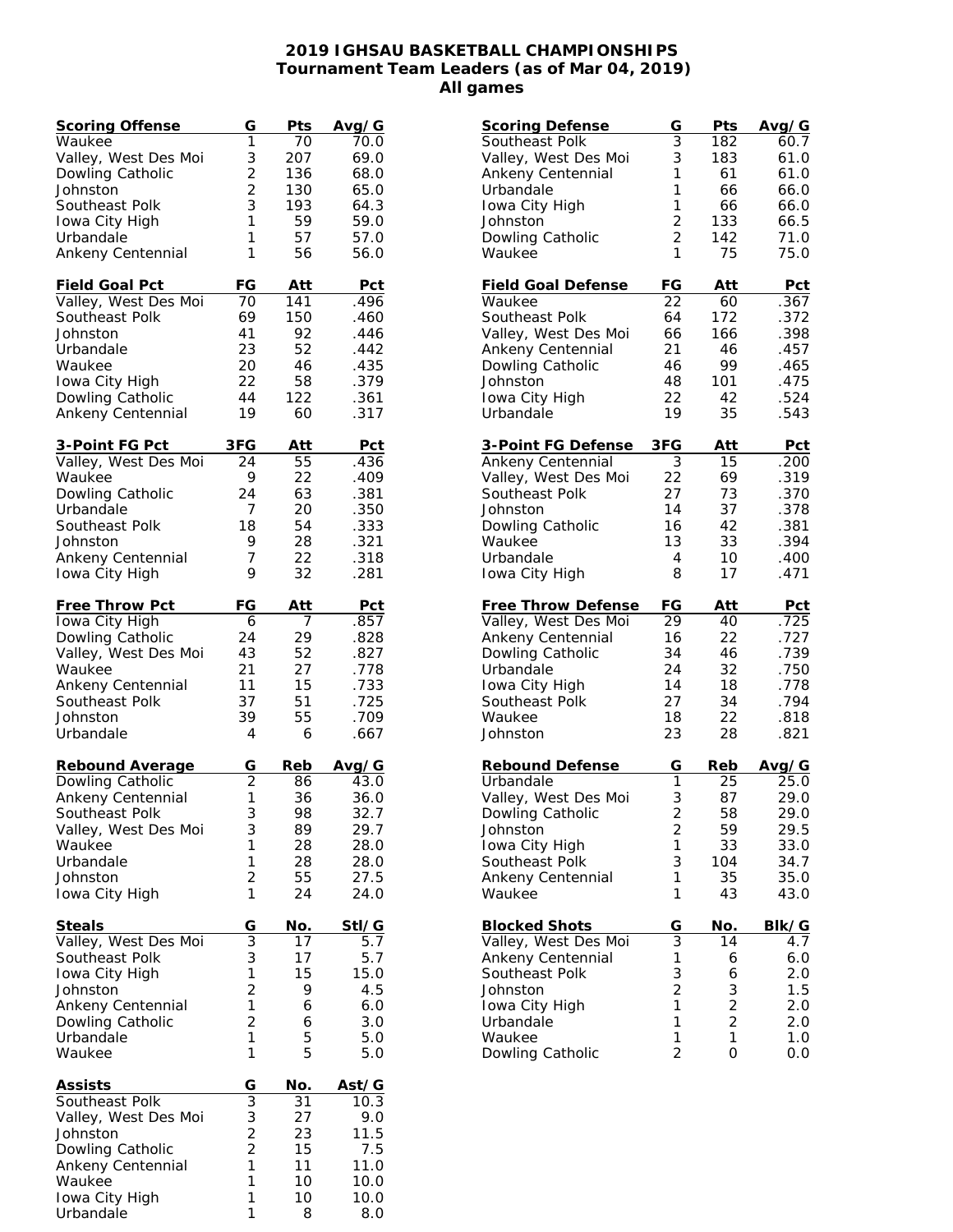# 2019 IGHSAU BASKETBALL CHAMPIONSHIPS
## Tournament Team Leaders (as of Mar 04, 2019)
### All games

| Scoring Offense | G | Pts | Avg/G |
|---|---|---|---|
| Waukee | 1 | 70 | 70.0 |
| Valley, West Des Moi | 3 | 207 | 69.0 |
| Dowling Catholic | 2 | 136 | 68.0 |
| Johnston | 2 | 130 | 65.0 |
| Southeast Polk | 3 | 193 | 64.3 |
| Iowa City High | 1 | 59 | 59.0 |
| Urbandale | 1 | 57 | 57.0 |
| Ankeny Centennial | 1 | 56 | 56.0 |

| Field Goal Pct | FG | Att | Pct |
|---|---|---|---|
| Valley, West Des Moi | 70 | 141 | .496 |
| Southeast Polk | 69 | 150 | .460 |
| Johnston | 41 | 92 | .446 |
| Urbandale | 23 | 52 | .442 |
| Waukee | 20 | 46 | .435 |
| Iowa City High | 22 | 58 | .379 |
| Dowling Catholic | 44 | 122 | .361 |
| Ankeny Centennial | 19 | 60 | .317 |

| 3-Point FG Pct | 3FG | Att | Pct |
|---|---|---|---|
| Valley, West Des Moi | 24 | 55 | .436 |
| Waukee | 9 | 22 | .409 |
| Dowling Catholic | 24 | 63 | .381 |
| Urbandale | 7 | 20 | .350 |
| Southeast Polk | 18 | 54 | .333 |
| Johnston | 9 | 28 | .321 |
| Ankeny Centennial | 7 | 22 | .318 |
| Iowa City High | 9 | 32 | .281 |

| Free Throw Pct | FG | Att | Pct |
|---|---|---|---|
| Iowa City High | 6 | 7 | .857 |
| Dowling Catholic | 24 | 29 | .828 |
| Valley, West Des Moi | 43 | 52 | .827 |
| Waukee | 21 | 27 | .778 |
| Ankeny Centennial | 11 | 15 | .733 |
| Southeast Polk | 37 | 51 | .725 |
| Johnston | 39 | 55 | .709 |
| Urbandale | 4 | 6 | .667 |

| Rebound Average | G | Reb | Avg/G |
|---|---|---|---|
| Dowling Catholic | 2 | 86 | 43.0 |
| Ankeny Centennial | 1 | 36 | 36.0 |
| Southeast Polk | 3 | 98 | 32.7 |
| Valley, West Des Moi | 3 | 89 | 29.7 |
| Waukee | 1 | 28 | 28.0 |
| Urbandale | 1 | 28 | 28.0 |
| Johnston | 2 | 55 | 27.5 |
| Iowa City High | 1 | 24 | 24.0 |

| Steals | G | No. | Stl/G |
|---|---|---|---|
| Valley, West Des Moi | 3 | 17 | 5.7 |
| Southeast Polk | 3 | 17 | 5.7 |
| Iowa City High | 1 | 15 | 15.0 |
| Johnston | 2 | 9 | 4.5 |
| Ankeny Centennial | 1 | 6 | 6.0 |
| Dowling Catholic | 2 | 6 | 3.0 |
| Urbandale | 1 | 5 | 5.0 |
| Waukee | 1 | 5 | 5.0 |

| Assists | G | No. | Ast/G |
|---|---|---|---|
| Southeast Polk | 3 | 31 | 10.3 |
| Valley, West Des Moi | 3 | 27 | 9.0 |
| Johnston | 2 | 23 | 11.5 |
| Dowling Catholic | 2 | 15 | 7.5 |
| Ankeny Centennial | 1 | 11 | 11.0 |
| Waukee | 1 | 10 | 10.0 |
| Iowa City High | 1 | 10 | 10.0 |
| Urbandale | 1 | 8 | 8.0 |

| Scoring Defense | G | Pts | Avg/G |
|---|---|---|---|
| Southeast Polk | 3 | 182 | 60.7 |
| Valley, West Des Moi | 3 | 183 | 61.0 |
| Ankeny Centennial | 1 | 61 | 61.0 |
| Urbandale | 1 | 66 | 66.0 |
| Iowa City High | 1 | 66 | 66.0 |
| Johnston | 2 | 133 | 66.5 |
| Dowling Catholic | 2 | 142 | 71.0 |
| Waukee | 1 | 75 | 75.0 |

| Field Goal Defense | FG | Att | Pct |
|---|---|---|---|
| Waukee | 22 | 60 | .367 |
| Southeast Polk | 64 | 172 | .372 |
| Valley, West Des Moi | 66 | 166 | .398 |
| Ankeny Centennial | 21 | 46 | .457 |
| Dowling Catholic | 46 | 99 | .465 |
| Johnston | 48 | 101 | .475 |
| Iowa City High | 22 | 42 | .524 |
| Urbandale | 19 | 35 | .543 |

| 3-Point FG Defense | 3FG | Att | Pct |
|---|---|---|---|
| Ankeny Centennial | 3 | 15 | .200 |
| Valley, West Des Moi | 22 | 69 | .319 |
| Southeast Polk | 27 | 73 | .370 |
| Johnston | 14 | 37 | .378 |
| Dowling Catholic | 16 | 42 | .381 |
| Waukee | 13 | 33 | .394 |
| Urbandale | 4 | 10 | .400 |
| Iowa City High | 8 | 17 | .471 |

| Free Throw Defense | FG | Att | Pct |
|---|---|---|---|
| Valley, West Des Moi | 29 | 40 | .725 |
| Ankeny Centennial | 16 | 22 | .727 |
| Dowling Catholic | 34 | 46 | .739 |
| Urbandale | 24 | 32 | .750 |
| Iowa City High | 14 | 18 | .778 |
| Southeast Polk | 27 | 34 | .794 |
| Waukee | 18 | 22 | .818 |
| Johnston | 23 | 28 | .821 |

| Rebound Defense | G | Reb | Avg/G |
|---|---|---|---|
| Urbandale | 1 | 25 | 25.0 |
| Valley, West Des Moi | 3 | 87 | 29.0 |
| Dowling Catholic | 2 | 58 | 29.0 |
| Johnston | 2 | 59 | 29.5 |
| Iowa City High | 1 | 33 | 33.0 |
| Southeast Polk | 3 | 104 | 34.7 |
| Ankeny Centennial | 1 | 35 | 35.0 |
| Waukee | 1 | 43 | 43.0 |

| Blocked Shots | G | No. | Blk/G |
|---|---|---|---|
| Valley, West Des Moi | 3 | 14 | 4.7 |
| Ankeny Centennial | 1 | 6 | 6.0 |
| Southeast Polk | 3 | 6 | 2.0 |
| Johnston | 2 | 3 | 1.5 |
| Iowa City High | 1 | 2 | 2.0 |
| Urbandale | 1 | 2 | 2.0 |
| Waukee | 1 | 1 | 1.0 |
| Dowling Catholic | 2 | 0 | 0.0 |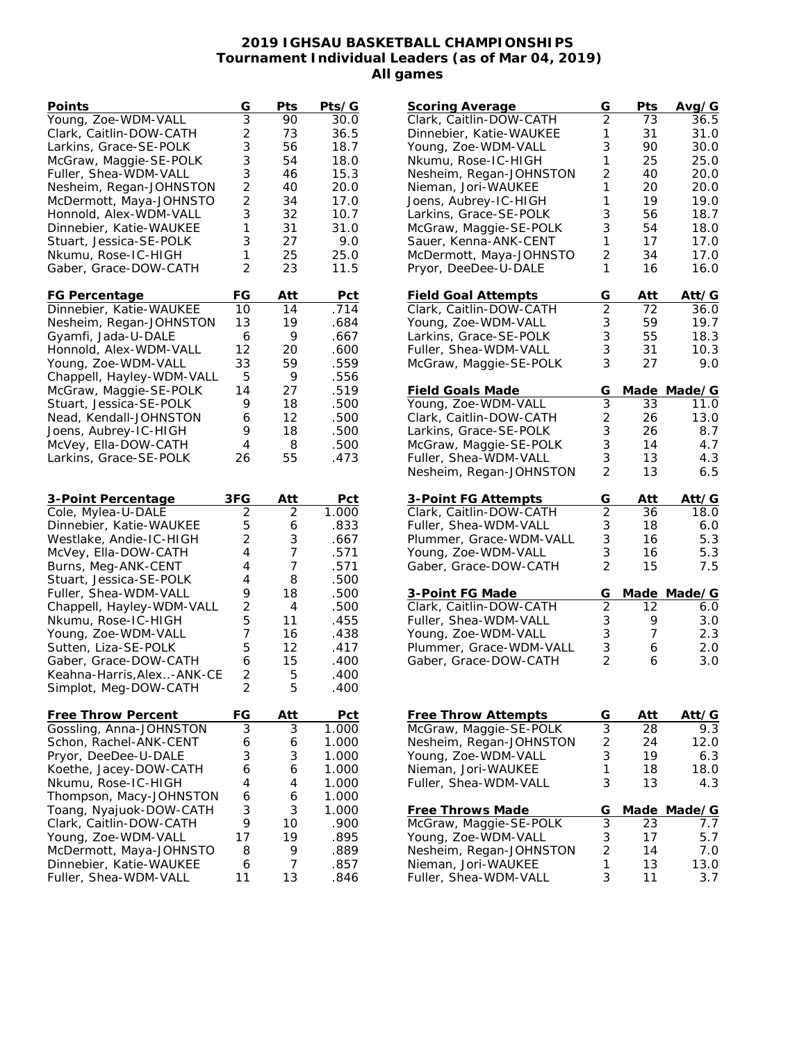# 2019 IGHSAU BASKETBALL CHAMPIONSHIPS
## Tournament Individual Leaders (as of Mar 04, 2019)
## All games

| Points | G | Pts | Pts/G |
|---|---|---|---|
| Young, Zoe-WDM-VALL | 3 | 90 | 30.0 |
| Clark, Caitlin-DOW-CATH | 2 | 73 | 36.5 |
| Larkins, Grace-SE-POLK | 3 | 56 | 18.7 |
| McGraw, Maggie-SE-POLK | 3 | 54 | 18.0 |
| Fuller, Shea-WDM-VALL | 3 | 46 | 15.3 |
| Nesheim, Regan-JOHNSTON | 2 | 40 | 20.0 |
| McDermott, Maya-JOHNSTO | 2 | 34 | 17.0 |
| Honnold, Alex-WDM-VALL | 3 | 32 | 10.7 |
| Dinnebier, Katie-WAUKEE | 1 | 31 | 31.0 |
| Stuart, Jessica-SE-POLK | 3 | 27 | 9.0 |
| Nkumu, Rose-IC-HIGH | 1 | 25 | 25.0 |
| Gaber, Grace-DOW-CATH | 2 | 23 | 11.5 |

| FG Percentage | FG | Att | Pct |
|---|---|---|---|
| Dinnebier, Katie-WAUKEE | 10 | 14 | .714 |
| Nesheim, Regan-JOHNSTON | 13 | 19 | .684 |
| Gyamfi, Jada-U-DALE | 6 | 9 | .667 |
| Honnold, Alex-WDM-VALL | 12 | 20 | .600 |
| Young, Zoe-WDM-VALL | 33 | 59 | .559 |
| Chappell, Hayley-WDM-VALL | 5 | 9 | .556 |
| McGraw, Maggie-SE-POLK | 14 | 27 | .519 |
| Stuart, Jessica-SE-POLK | 9 | 18 | .500 |
| Nead, Kendall-JOHNSTON | 6 | 12 | .500 |
| Joens, Aubrey-IC-HIGH | 9 | 18 | .500 |
| McVey, Ella-DOW-CATH | 4 | 8 | .500 |
| Larkins, Grace-SE-POLK | 26 | 55 | .473 |

| 3-Point Percentage | 3FG | Att | Pct |
|---|---|---|---|
| Cole, Mylea-U-DALE | 2 | 2 | 1.000 |
| Dinnebier, Katie-WAUKEE | 5 | 6 | .833 |
| Westlake, Andie-IC-HIGH | 2 | 3 | .667 |
| McVey, Ella-DOW-CATH | 4 | 7 | .571 |
| Burns, Meg-ANK-CENT | 4 | 7 | .571 |
| Stuart, Jessica-SE-POLK | 4 | 8 | .500 |
| Fuller, Shea-WDM-VALL | 9 | 18 | .500 |
| Chappell, Hayley-WDM-VALL | 2 | 4 | .500 |
| Nkumu, Rose-IC-HIGH | 5 | 11 | .455 |
| Young, Zoe-WDM-VALL | 7 | 16 | .438 |
| Sutten, Liza-SE-POLK | 5 | 12 | .417 |
| Gaber, Grace-DOW-CATH | 6 | 15 | .400 |
| Keahna-Harris,Alex..-ANK-CE | 2 | 5 | .400 |
| Simplot, Meg-DOW-CATH | 2 | 5 | .400 |

| Free Throw Percent | FG | Att | Pct |
|---|---|---|---|
| Gossling, Anna-JOHNSTON | 3 | 3 | 1.000 |
| Schon, Rachel-ANK-CENT | 6 | 6 | 1.000 |
| Pryor, DeeDee-U-DALE | 3 | 3 | 1.000 |
| Koethe, Jacey-DOW-CATH | 6 | 6 | 1.000 |
| Nkumu, Rose-IC-HIGH | 4 | 4 | 1.000 |
| Thompson, Macy-JOHNSTON | 6 | 6 | 1.000 |
| Toang, Nyajuok-DOW-CATH | 3 | 3 | 1.000 |
| Clark, Caitlin-DOW-CATH | 9 | 10 | .900 |
| Young, Zoe-WDM-VALL | 17 | 19 | .895 |
| McDermott, Maya-JOHNSTO | 8 | 9 | .889 |
| Dinnebier, Katie-WAUKEE | 6 | 7 | .857 |
| Fuller, Shea-WDM-VALL | 11 | 13 | .846 |

| Scoring Average | G | Pts | Avg/G |
|---|---|---|---|
| Clark, Caitlin-DOW-CATH | 2 | 73 | 36.5 |
| Dinnebier, Katie-WAUKEE | 1 | 31 | 31.0 |
| Young, Zoe-WDM-VALL | 3 | 90 | 30.0 |
| Nkumu, Rose-IC-HIGH | 1 | 25 | 25.0 |
| Nesheim, Regan-JOHNSTON | 2 | 40 | 20.0 |
| Nieman, Jori-WAUKEE | 1 | 20 | 20.0 |
| Joens, Aubrey-IC-HIGH | 1 | 19 | 19.0 |
| Larkins, Grace-SE-POLK | 3 | 56 | 18.7 |
| McGraw, Maggie-SE-POLK | 3 | 54 | 18.0 |
| Sauer, Kenna-ANK-CENT | 1 | 17 | 17.0 |
| McDermott, Maya-JOHNSTO | 2 | 34 | 17.0 |
| Pryor, DeeDee-U-DALE | 1 | 16 | 16.0 |

| Field Goal Attempts | G | Att | Att/G |
|---|---|---|---|
| Clark, Caitlin-DOW-CATH | 2 | 72 | 36.0 |
| Young, Zoe-WDM-VALL | 3 | 59 | 19.7 |
| Larkins, Grace-SE-POLK | 3 | 55 | 18.3 |
| Fuller, Shea-WDM-VALL | 3 | 31 | 10.3 |
| McGraw, Maggie-SE-POLK | 3 | 27 | 9.0 |

| Field Goals Made | G | Made | Made/G |
|---|---|---|---|
| Young, Zoe-WDM-VALL | 3 | 33 | 11.0 |
| Clark, Caitlin-DOW-CATH | 2 | 26 | 13.0 |
| Larkins, Grace-SE-POLK | 3 | 26 | 8.7 |
| McGraw, Maggie-SE-POLK | 3 | 14 | 4.7 |
| Fuller, Shea-WDM-VALL | 3 | 13 | 4.3 |
| Nesheim, Regan-JOHNSTON | 2 | 13 | 6.5 |

| 3-Point FG Attempts | G | Att | Att/G |
|---|---|---|---|
| Clark, Caitlin-DOW-CATH | 2 | 36 | 18.0 |
| Fuller, Shea-WDM-VALL | 3 | 18 | 6.0 |
| Plummer, Grace-WDM-VALL | 3 | 16 | 5.3 |
| Young, Zoe-WDM-VALL | 3 | 16 | 5.3 |
| Gaber, Grace-DOW-CATH | 2 | 15 | 7.5 |

| 3-Point FG Made | G | Made | Made/G |
|---|---|---|---|
| Clark, Caitlin-DOW-CATH | 2 | 12 | 6.0 |
| Fuller, Shea-WDM-VALL | 3 | 9 | 3.0 |
| Young, Zoe-WDM-VALL | 3 | 7 | 2.3 |
| Plummer, Grace-WDM-VALL | 3 | 6 | 2.0 |
| Gaber, Grace-DOW-CATH | 2 | 6 | 3.0 |

| Free Throw Attempts | G | Att | Att/G |
|---|---|---|---|
| McGraw, Maggie-SE-POLK | 3 | 28 | 9.3 |
| Nesheim, Regan-JOHNSTON | 2 | 24 | 12.0 |
| Young, Zoe-WDM-VALL | 3 | 19 | 6.3 |
| Nieman, Jori-WAUKEE | 1 | 18 | 18.0 |
| Fuller, Shea-WDM-VALL | 3 | 13 | 4.3 |

| Free Throws Made | G | Made | Made/G |
|---|---|---|---|
| McGraw, Maggie-SE-POLK | 3 | 23 | 7.7 |
| Young, Zoe-WDM-VALL | 3 | 17 | 5.7 |
| Nesheim, Regan-JOHNSTON | 2 | 14 | 7.0 |
| Nieman, Jori-WAUKEE | 1 | 13 | 13.0 |
| Fuller, Shea-WDM-VALL | 3 | 11 | 3.7 |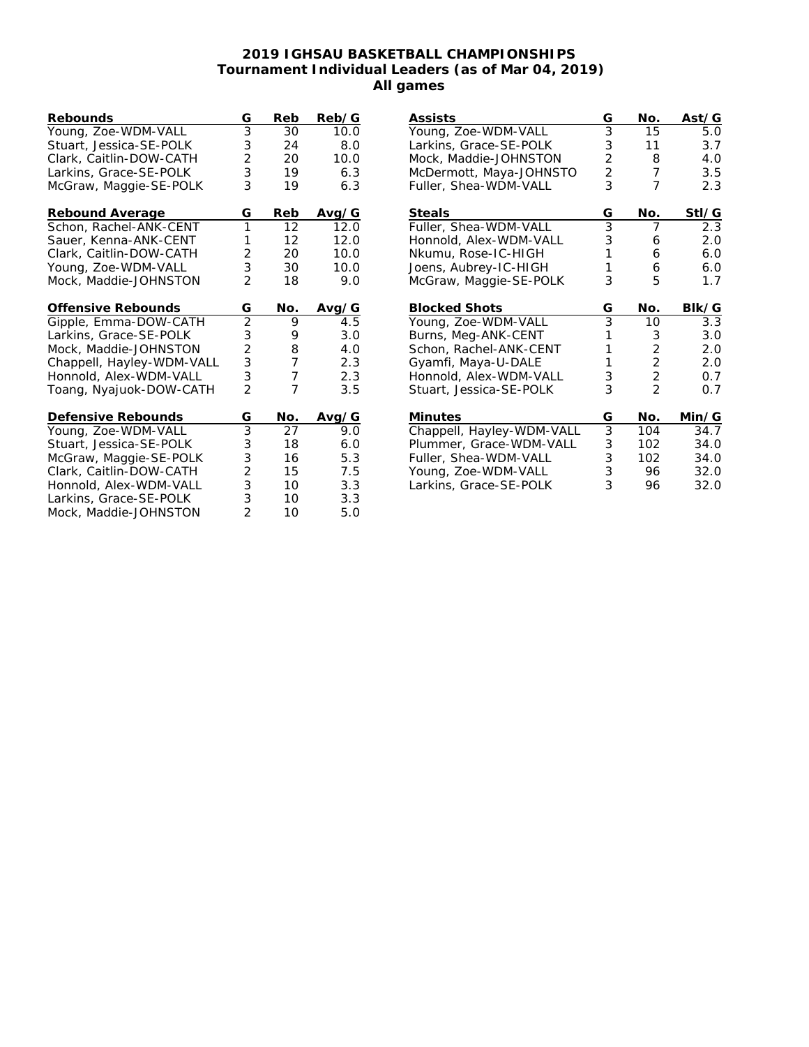# 2019 IGHSAU BASKETBALL CHAMPIONSHIPS
## Tournament Individual Leaders (as of Mar 04, 2019)
### All games

| Rebounds | G | Reb | Reb/G |
|---|---|---|---|
| Young, Zoe-WDM-VALL | 3 | 30 | 10.0 |
| Stuart, Jessica-SE-POLK | 3 | 24 | 8.0 |
| Clark, Caitlin-DOW-CATH | 2 | 20 | 10.0 |
| Larkins, Grace-SE-POLK | 3 | 19 | 6.3 |
| McGraw, Maggie-SE-POLK | 3 | 19 | 6.3 |

| Rebound Average | G | Reb | Avg/G |
|---|---|---|---|
| Schon, Rachel-ANK-CENT | 1 | 12 | 12.0 |
| Sauer, Kenna-ANK-CENT | 1 | 12 | 12.0 |
| Clark, Caitlin-DOW-CATH | 2 | 20 | 10.0 |
| Young, Zoe-WDM-VALL | 3 | 30 | 10.0 |
| Mock, Maddie-JOHNSTON | 2 | 18 | 9.0 |

| Offensive Rebounds | G | No. | Avg/G |
|---|---|---|---|
| Gipple, Emma-DOW-CATH | 2 | 9 | 4.5 |
| Larkins, Grace-SE-POLK | 3 | 9 | 3.0 |
| Mock, Maddie-JOHNSTON | 2 | 8 | 4.0 |
| Chappell, Hayley-WDM-VALL | 3 | 7 | 2.3 |
| Honnold, Alex-WDM-VALL | 3 | 7 | 2.3 |
| Toang, Nyajuok-DOW-CATH | 2 | 7 | 3.5 |

| Defensive Rebounds | G | No. | Avg/G |
|---|---|---|---|
| Young, Zoe-WDM-VALL | 3 | 27 | 9.0 |
| Stuart, Jessica-SE-POLK | 3 | 18 | 6.0 |
| McGraw, Maggie-SE-POLK | 3 | 16 | 5.3 |
| Clark, Caitlin-DOW-CATH | 2 | 15 | 7.5 |
| Honnold, Alex-WDM-VALL | 3 | 10 | 3.3 |
| Larkins, Grace-SE-POLK | 3 | 10 | 3.3 |
| Mock, Maddie-JOHNSTON | 2 | 10 | 5.0 |

| Assists | G | No. | Ast/G |
|---|---|---|---|
| Young, Zoe-WDM-VALL | 3 | 15 | 5.0 |
| Larkins, Grace-SE-POLK | 3 | 11 | 3.7 |
| Mock, Maddie-JOHNSTON | 2 | 8 | 4.0 |
| McDermott, Maya-JOHNSTO | 2 | 7 | 3.5 |
| Fuller, Shea-WDM-VALL | 3 | 7 | 2.3 |

| Steals | G | No. | Stl/G |
|---|---|---|---|
| Fuller, Shea-WDM-VALL | 3 | 7 | 2.3 |
| Honnold, Alex-WDM-VALL | 3 | 6 | 2.0 |
| Nkumu, Rose-IC-HIGH | 1 | 6 | 6.0 |
| Joens, Aubrey-IC-HIGH | 1 | 6 | 6.0 |
| McGraw, Maggie-SE-POLK | 3 | 5 | 1.7 |

| Blocked Shots | G | No. | Blk/G |
|---|---|---|---|
| Young, Zoe-WDM-VALL | 3 | 10 | 3.3 |
| Burns, Meg-ANK-CENT | 1 | 3 | 3.0 |
| Schon, Rachel-ANK-CENT | 1 | 2 | 2.0 |
| Gyamfi, Maya-U-DALE | 1 | 2 | 2.0 |
| Honnold, Alex-WDM-VALL | 3 | 2 | 0.7 |
| Stuart, Jessica-SE-POLK | 3 | 2 | 0.7 |

| Minutes | G | No. | Min/G |
|---|---|---|---|
| Chappell, Hayley-WDM-VALL | 3 | 104 | 34.7 |
| Plummer, Grace-WDM-VALL | 3 | 102 | 34.0 |
| Fuller, Shea-WDM-VALL | 3 | 102 | 34.0 |
| Young, Zoe-WDM-VALL | 3 | 96 | 32.0 |
| Larkins, Grace-SE-POLK | 3 | 96 | 32.0 |